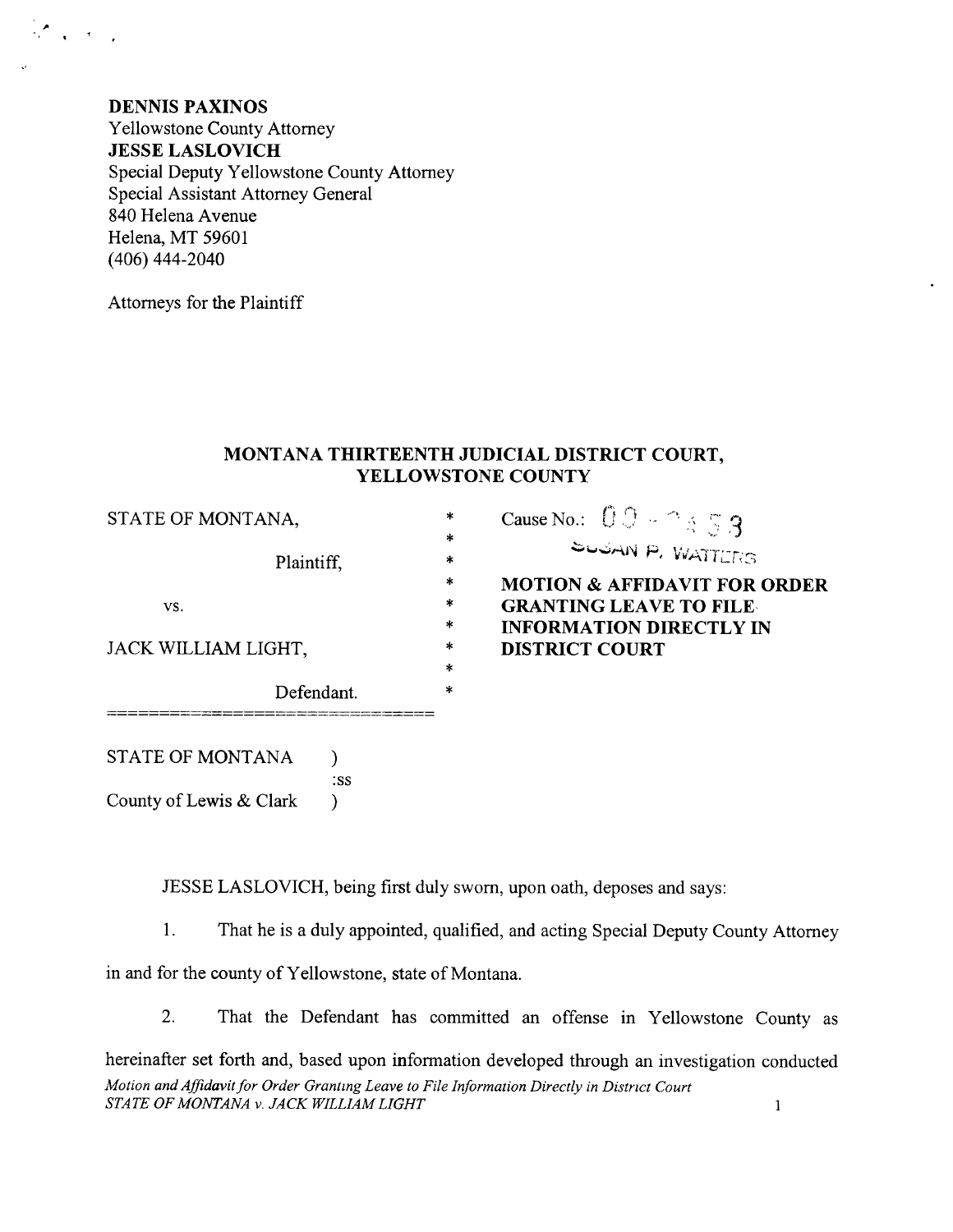**DENNIS PAXINOS**
Yellowstone County Attorney
**JESSE LASLOVICH**
Special Deputy Yellowstone County Attorney
Special Assistant Attorney General
840 Helena Avenue
Helena, MT 59601
(406) 444-2040

Attorneys for the Plaintiff

## MONTANA THIRTEENTH JUDICIAL DISTRICT COURT, YELLOWSTONE COUNTY

| | | |
|---|---|---|
| STATE OF MONTANA, | * | Cause No.: 09 - 2 4 5 3 |
| | * | SUSAN P. WATTERS |
| Plaintiff, | * | |
| | * | **MOTION & AFFIDAVIT FOR ORDER** |
| vs. | * | **GRANTING LEAVE TO FILE** |
| | * | **INFORMATION DIRECTLY IN** |
| JACK WILLIAM LIGHT, | * | **DISTRICT COURT** |
| | * | |
| Defendant. | * | |

STATE OF MONTANA )
:ss
County of Lewis & Clark )

JESSE LASLOVICH, being first duly sworn, upon oath, deposes and says:

1. That he is a duly appointed, qualified, and acting Special Deputy County Attorney in and for the county of Yellowstone, state of Montana.

2. That the Defendant has committed an offense in Yellowstone County as hereinafter set forth and, based upon information developed through an investigation conducted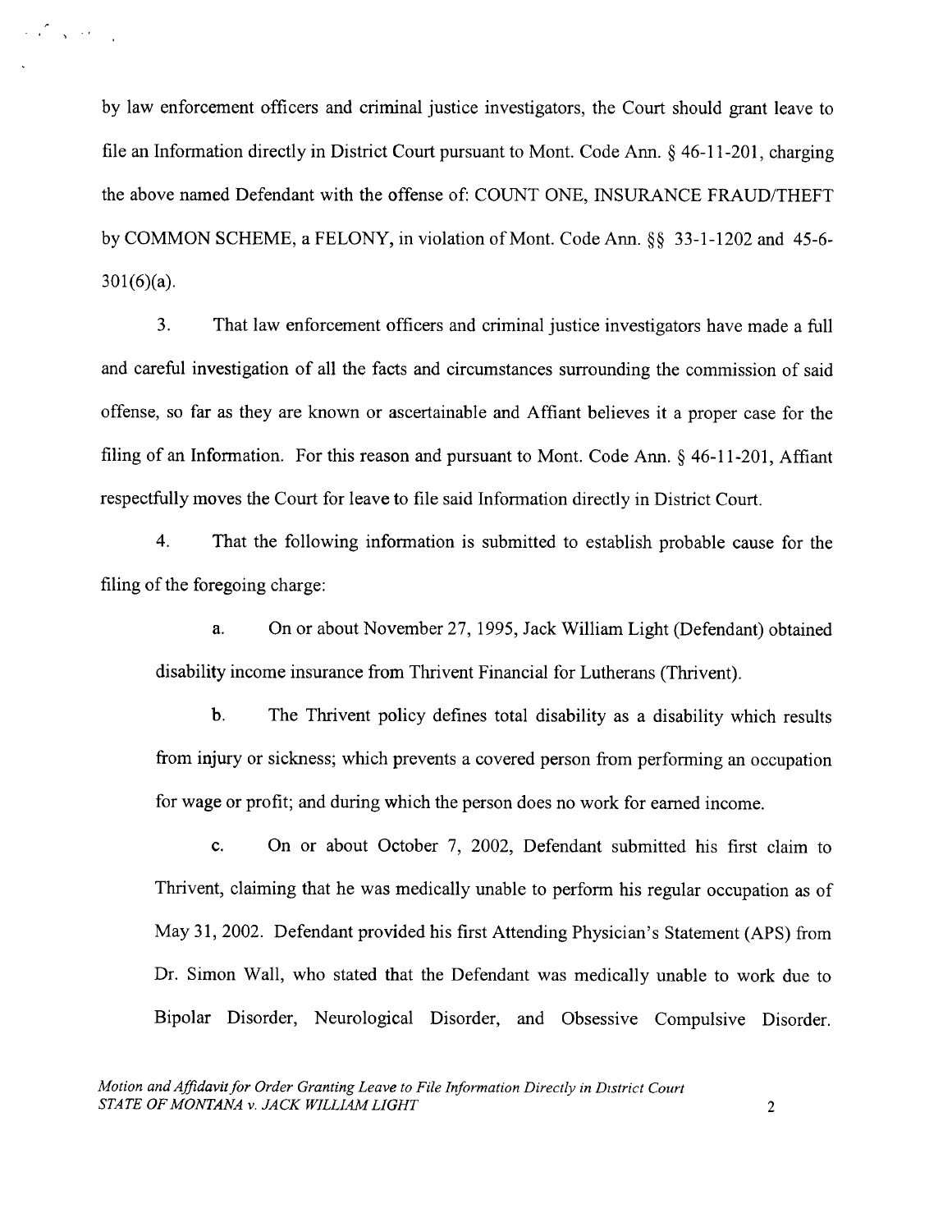by law enforcement officers and criminal justice investigators, the Court should grant leave to file an Information directly in District Court pursuant to Mont. Code Ann. § 46-11-201, charging the above named Defendant with the offense of: COUNT ONE, INSURANCE FRAUD/THEFT by COMMON SCHEME, a FELONY, in violation of Mont. Code Ann. §§ 33-1-1202 and 45-6-301(6)(a).

3. That law enforcement officers and criminal justice investigators have made a full and careful investigation of all the facts and circumstances surrounding the commission of said offense, so far as they are known or ascertainable and Affiant believes it a proper case for the filing of an Information. For this reason and pursuant to Mont. Code Ann. § 46-11-201, Affiant respectfully moves the Court for leave to file said Information directly in District Court.

4. That the following information is submitted to establish probable cause for the filing of the foregoing charge:

a. On or about November 27, 1995, Jack William Light (Defendant) obtained disability income insurance from Thrivent Financial for Lutherans (Thrivent).

b. The Thrivent policy defines total disability as a disability which results from injury or sickness; which prevents a covered person from performing an occupation for wage or profit; and during which the person does no work for earned income.

c. On or about October 7, 2002, Defendant submitted his first claim to Thrivent, claiming that he was medically unable to perform his regular occupation as of May 31, 2002. Defendant provided his first Attending Physician's Statement (APS) from Dr. Simon Wall, who stated that the Defendant was medically unable to work due to Bipolar Disorder, Neurological Disorder, and Obsessive Compulsive Disorder.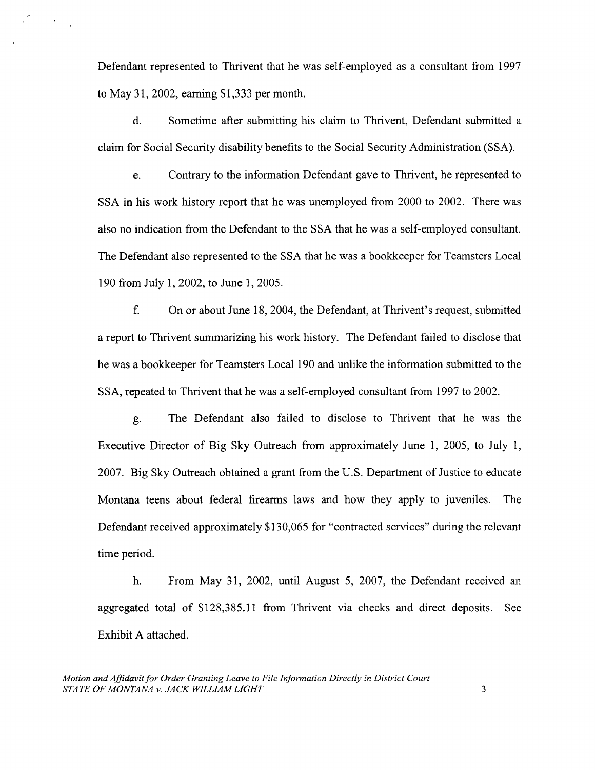Defendant represented to Thrivent that he was self-employed as a consultant from 1997 to May 31, 2002, earning $1,333 per month.

d. Sometime after submitting his claim to Thrivent, Defendant submitted a claim for Social Security disability benefits to the Social Security Administration (SSA).

e. Contrary to the information Defendant gave to Thrivent, he represented to SSA in his work history report that he was unemployed from 2000 to 2002. There was also no indication from the Defendant to the SSA that he was a self-employed consultant. The Defendant also represented to the SSA that he was a bookkeeper for Teamsters Local 190 from July 1, 2002, to June 1, 2005.

f. On or about June 18, 2004, the Defendant, at Thrivent's request, submitted a report to Thrivent summarizing his work history. The Defendant failed to disclose that he was a bookkeeper for Teamsters Local 190 and unlike the information submitted to the SSA, repeated to Thrivent that he was a self-employed consultant from 1997 to 2002.

g. The Defendant also failed to disclose to Thrivent that he was the Executive Director of Big Sky Outreach from approximately June 1, 2005, to July 1, 2007. Big Sky Outreach obtained a grant from the U.S. Department of Justice to educate Montana teens about federal firearms laws and how they apply to juveniles. The Defendant received approximately $130,065 for "contracted services" during the relevant time period.

h. From May 31, 2002, until August 5, 2007, the Defendant received an aggregated total of $128,385.11 from Thrivent via checks and direct deposits. See Exhibit A attached.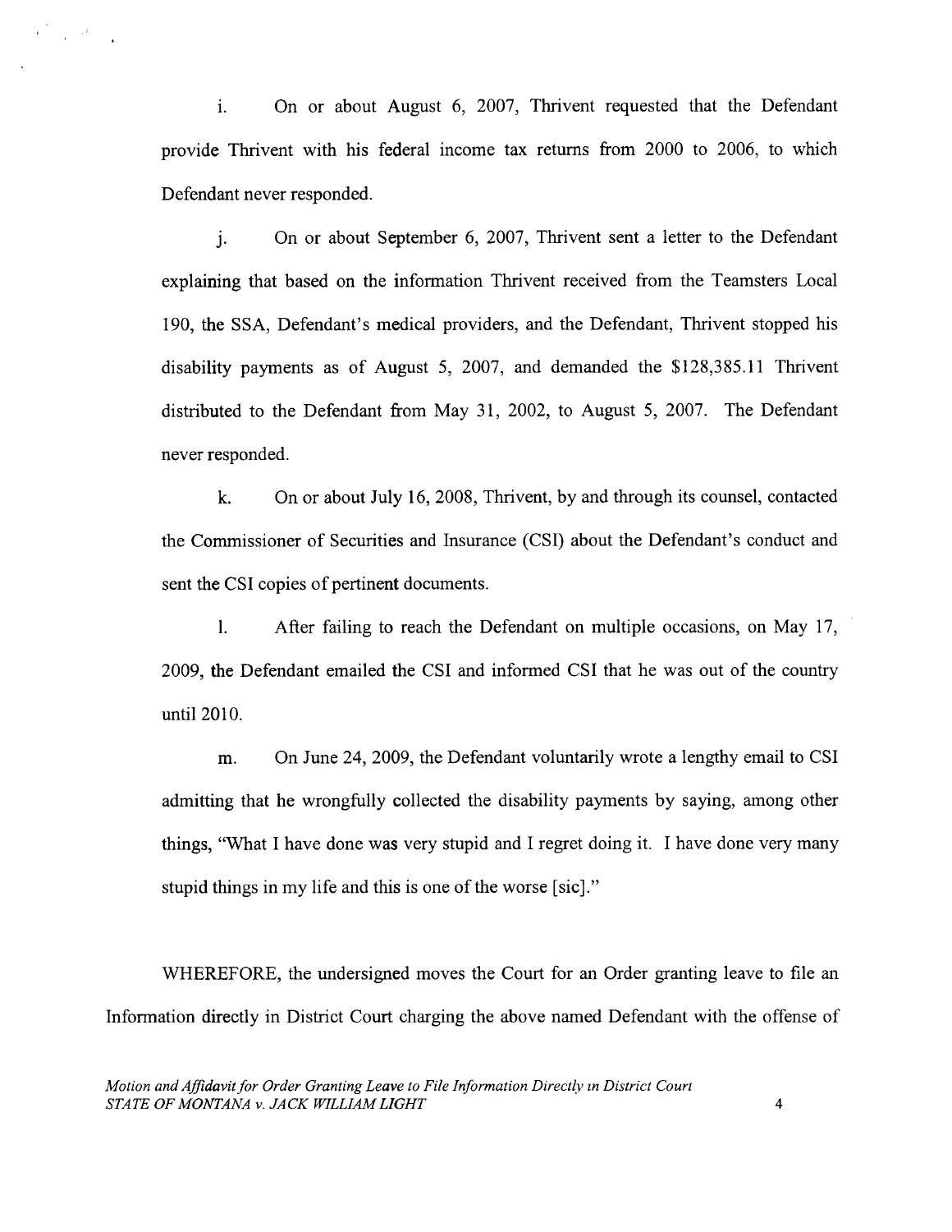i. On or about August 6, 2007, Thrivent requested that the Defendant provide Thrivent with his federal income tax returns from 2000 to 2006, to which Defendant never responded.

j. On or about September 6, 2007, Thrivent sent a letter to the Defendant explaining that based on the information Thrivent received from the Teamsters Local 190, the SSA, Defendant's medical providers, and the Defendant, Thrivent stopped his disability payments as of August 5, 2007, and demanded the $128,385.11 Thrivent distributed to the Defendant from May 31, 2002, to August 5, 2007. The Defendant never responded.

k. On or about July 16, 2008, Thrivent, by and through its counsel, contacted the Commissioner of Securities and Insurance (CSI) about the Defendant's conduct and sent the CSI copies of pertinent documents.

l. After failing to reach the Defendant on multiple occasions, on May 17, 2009, the Defendant emailed the CSI and informed CSI that he was out of the country until 2010.

m. On June 24, 2009, the Defendant voluntarily wrote a lengthy email to CSI admitting that he wrongfully collected the disability payments by saying, among other things, "What I have done was very stupid and I regret doing it. I have done very many stupid things in my life and this is one of the worse [sic]."

WHEREFORE, the undersigned moves the Court for an Order granting leave to file an Information directly in District Court charging the above named Defendant with the offense of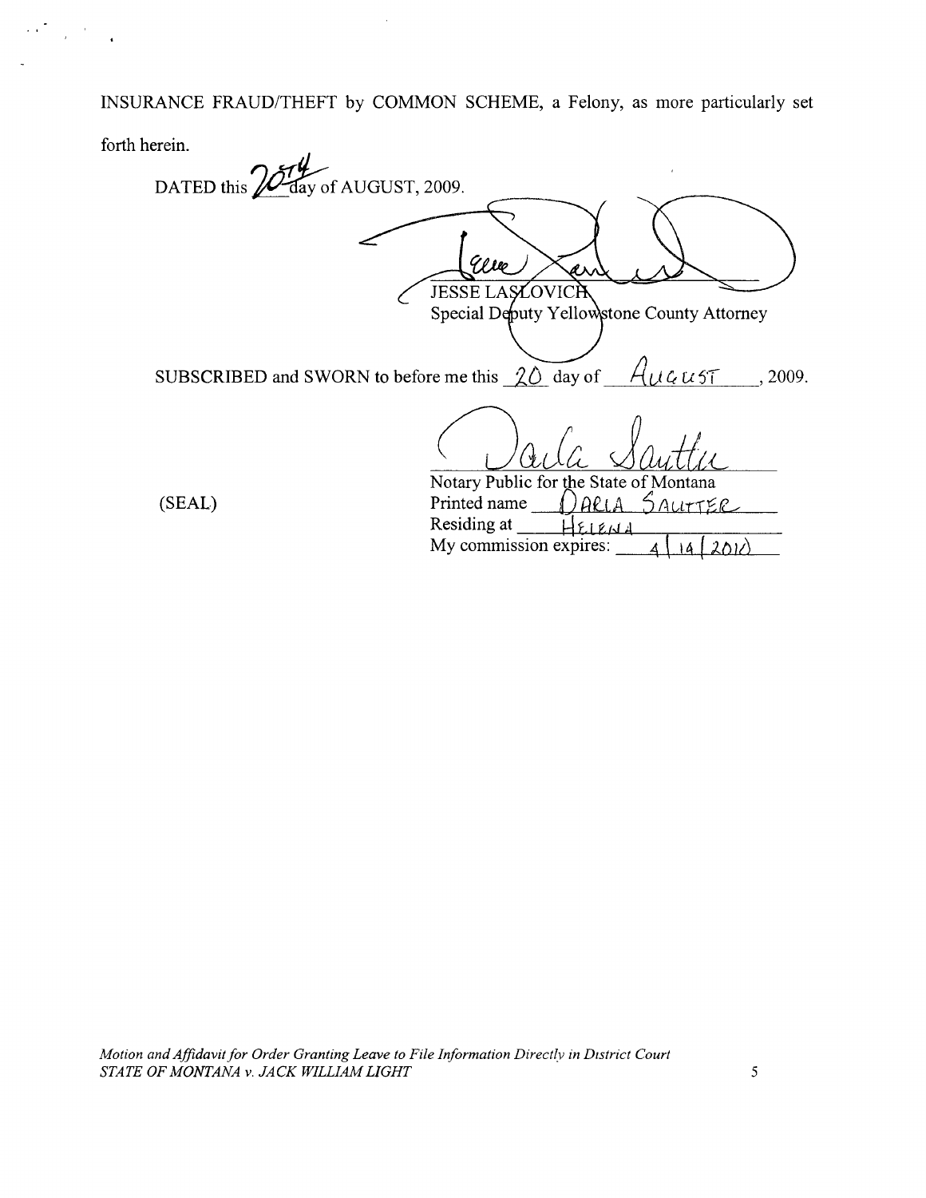INSURANCE FRAUD/THEFT by COMMON SCHEME, a Felony, as more particularly set forth herein.

DATED this 20th day of AUGUST, 2009.

JESSE LASLOVICH
Special Deputy Yellowstone County Attorney

SUBSCRIBED and SWORN to before me this 20 day of August, 2009.

(SEAL)

Notary Public for the State of Montana
Printed name DARLA SAUTTER
Residing at HELENA
My commission expires: 4/14/2010

*Motion and Affidavit for Order Granting Leave to File Information Directly in District Court*
*STATE OF MONTANA v. JACK WILLIAM LIGHT*